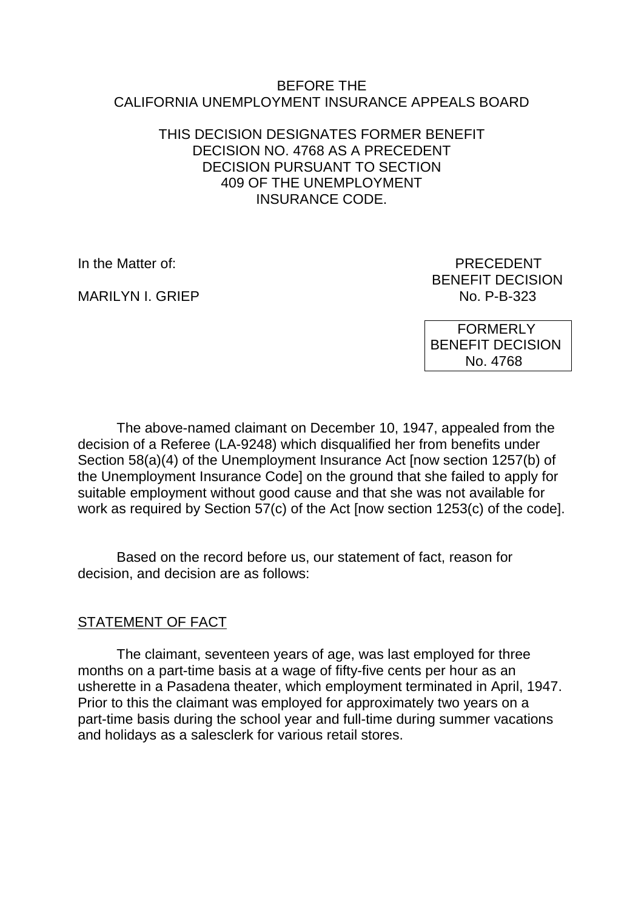BEFORE THE
CALIFORNIA UNEMPLOYMENT INSURANCE APPEALS BOARD

THIS DECISION DESIGNATES FORMER BENEFIT DECISION NO. 4768 AS A PRECEDENT DECISION PURSUANT TO SECTION 409 OF THE UNEMPLOYMENT INSURANCE CODE.

In the Matter of:

MARILYN I. GRIEP

PRECEDENT
BENEFIT DECISION
No. P-B-323

FORMERLY
BENEFIT DECISION
No. 4768

The above-named claimant on December 10, 1947, appealed from the decision of a Referee (LA-9248) which disqualified her from benefits under Section 58(a)(4) of the Unemployment Insurance Act [now section 1257(b) of the Unemployment Insurance Code] on the ground that she failed to apply for suitable employment without good cause and that she was not available for work as required by Section 57(c) of the Act [now section 1253(c) of the code].

Based on the record before us, our statement of fact, reason for decision, and decision are as follows:

## STATEMENT OF FACT

The claimant, seventeen years of age, was last employed for three months on a part-time basis at a wage of fifty-five cents per hour as an usherette in a Pasadena theater, which employment terminated in April, 1947. Prior to this the claimant was employed for approximately two years on a part-time basis during the school year and full-time during summer vacations and holidays as a salesclerk for various retail stores.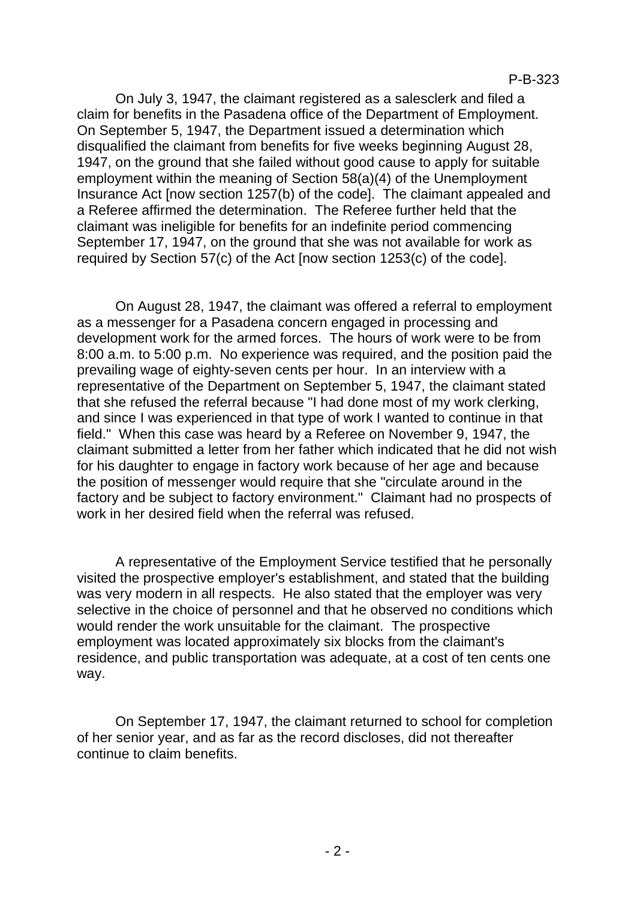On July 3, 1947, the claimant registered as a salesclerk and filed a claim for benefits in the Pasadena office of the Department of Employment. On September 5, 1947, the Department issued a determination which disqualified the claimant from benefits for five weeks beginning August 28, 1947, on the ground that she failed without good cause to apply for suitable employment within the meaning of Section 58(a)(4) of the Unemployment Insurance Act [now section 1257(b) of the code]. The claimant appealed and a Referee affirmed the determination. The Referee further held that the claimant was ineligible for benefits for an indefinite period commencing September 17, 1947, on the ground that she was not available for work as required by Section 57(c) of the Act [now section 1253(c) of the code].

On August 28, 1947, the claimant was offered a referral to employment as a messenger for a Pasadena concern engaged in processing and development work for the armed forces. The hours of work were to be from 8:00 a.m. to 5:00 p.m. No experience was required, and the position paid the prevailing wage of eighty-seven cents per hour. In an interview with a representative of the Department on September 5, 1947, the claimant stated that she refused the referral because "I had done most of my work clerking, and since I was experienced in that type of work I wanted to continue in that field." When this case was heard by a Referee on November 9, 1947, the claimant submitted a letter from her father which indicated that he did not wish for his daughter to engage in factory work because of her age and because the position of messenger would require that she "circulate around in the factory and be subject to factory environment." Claimant had no prospects of work in her desired field when the referral was refused.

A representative of the Employment Service testified that he personally visited the prospective employer's establishment, and stated that the building was very modern in all respects. He also stated that the employer was very selective in the choice of personnel and that he observed no conditions which would render the work unsuitable for the claimant. The prospective employment was located approximately six blocks from the claimant's residence, and public transportation was adequate, at a cost of ten cents one way.

On September 17, 1947, the claimant returned to school for completion of her senior year, and as far as the record discloses, did not thereafter continue to claim benefits.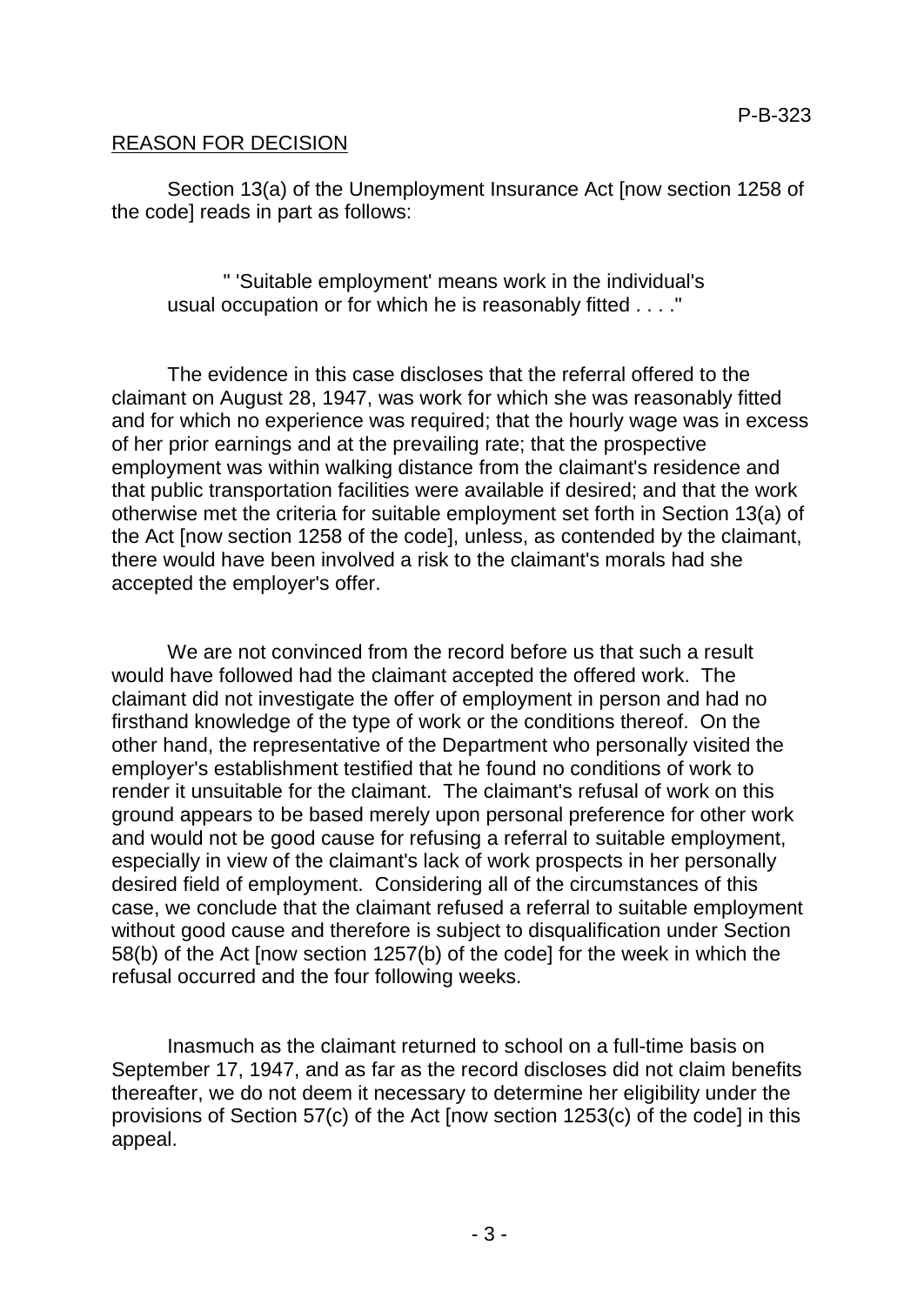## REASON FOR DECISION

Section 13(a) of the Unemployment Insurance Act [now section 1258 of the code] reads in part as follows:

> " 'Suitable employment' means work in the individual's usual occupation or for which he is reasonably fitted . . . ."

The evidence in this case discloses that the referral offered to the claimant on August 28, 1947, was work for which she was reasonably fitted and for which no experience was required; that the hourly wage was in excess of her prior earnings and at the prevailing rate; that the prospective employment was within walking distance from the claimant's residence and that public transportation facilities were available if desired; and that the work otherwise met the criteria for suitable employment set forth in Section 13(a) of the Act [now section 1258 of the code], unless, as contended by the claimant, there would have been involved a risk to the claimant's morals had she accepted the employer's offer.

We are not convinced from the record before us that such a result would have followed had the claimant accepted the offered work. The claimant did not investigate the offer of employment in person and had no firsthand knowledge of the type of work or the conditions thereof. On the other hand, the representative of the Department who personally visited the employer's establishment testified that he found no conditions of work to render it unsuitable for the claimant. The claimant's refusal of work on this ground appears to be based merely upon personal preference for other work and would not be good cause for refusing a referral to suitable employment, especially in view of the claimant's lack of work prospects in her personally desired field of employment. Considering all of the circumstances of this case, we conclude that the claimant refused a referral to suitable employment without good cause and therefore is subject to disqualification under Section 58(b) of the Act [now section 1257(b) of the code] for the week in which the refusal occurred and the four following weeks.

Inasmuch as the claimant returned to school on a full-time basis on September 17, 1947, and as far as the record discloses did not claim benefits thereafter, we do not deem it necessary to determine her eligibility under the provisions of Section 57(c) of the Act [now section 1253(c) of the code] in this appeal.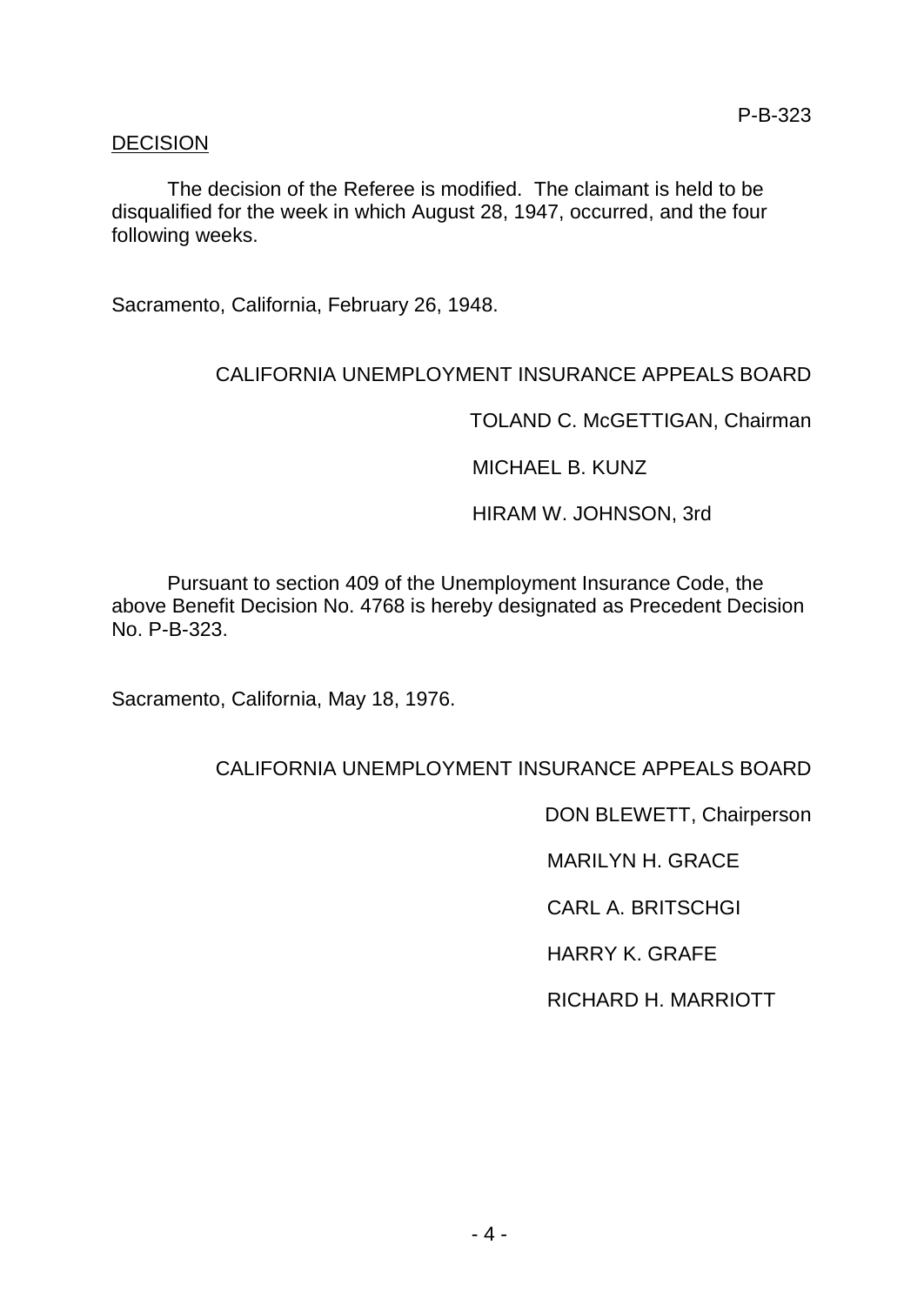## DECISION

The decision of the Referee is modified. The claimant is held to be disqualified for the week in which August 28, 1947, occurred, and the four following weeks.

Sacramento, California, February 26, 1948.

CALIFORNIA UNEMPLOYMENT INSURANCE APPEALS BOARD

TOLAND C. McGETTIGAN, Chairman

MICHAEL B. KUNZ

HIRAM W. JOHNSON, 3rd

Pursuant to section 409 of the Unemployment Insurance Code, the above Benefit Decision No. 4768 is hereby designated as Precedent Decision No. P-B-323.

Sacramento, California, May 18, 1976.

CALIFORNIA UNEMPLOYMENT INSURANCE APPEALS BOARD

DON BLEWETT, Chairperson

MARILYN H. GRACE

CARL A. BRITSCHGI

HARRY K. GRAFE

RICHARD H. MARRIOTT